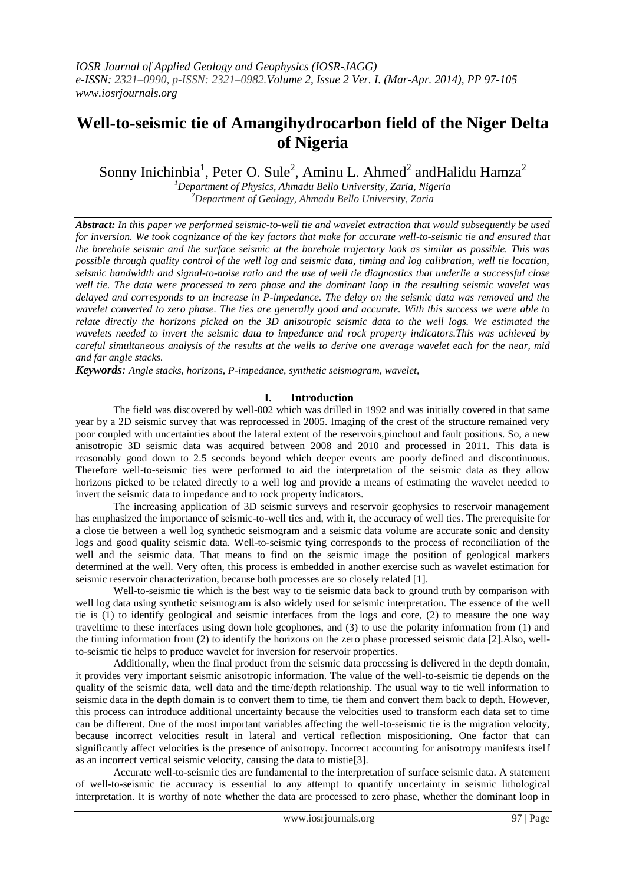# Well-to-seismic tie of Amangihydrocarbon field of the Niger Delta of Nigeria

Sonny Inichinbia[1], Peter O. Sule[2], Aminu L. Ahmed[2] andHalidu Hamza[2]

[1]Department of Physics, Ahmadu Bello University, Zaria, Nigeria
[2]Department of Geology, Ahmadu Bello University, Zaria

***Abstract:*** *In this paper we performed seismic-to-well tie and wavelet extraction that would subsequently be used for inversion. We took cognizance of the key factors that make for accurate well-to-seismic tie and ensured that the borehole seismic and the surface seismic at the borehole trajectory look as similar as possible. This was possible through quality control of the well log and seismic data, timing and log calibration, well tie location, seismic bandwidth and signal-to-noise ratio and the use of well tie diagnostics that underlie a successful close well tie. The data were processed to zero phase and the dominant loop in the resulting seismic wavelet was delayed and corresponds to an increase in P-impedance. The delay on the seismic data was removed and the wavelet converted to zero phase. The ties are generally good and accurate. With this success we were able to relate directly the horizons picked on the 3D anisotropic seismic data to the well logs. We estimated the wavelets needed to invert the seismic data to impedance and rock property indicators.This was achieved by careful simultaneous analysis of the results at the wells to derive one average wavelet each for the near, mid and far angle stacks.*

***Keywords****: Angle stacks, horizons, P-impedance, synthetic seismogram, wavelet,*

## I. Introduction

The field was discovered by well-002 which was drilled in 1992 and was initially covered in that same year by a 2D seismic survey that was reprocessed in 2005. Imaging of the crest of the structure remained very poor coupled with uncertainties about the lateral extent of the reservoirs,pinchout and fault positions. So, a new anisotropic 3D seismic data was acquired between 2008 and 2010 and processed in 2011. This data is reasonably good down to 2.5 seconds beyond which deeper events are poorly defined and discontinuous. Therefore well-to-seismic ties were performed to aid the interpretation of the seismic data as they allow horizons picked to be related directly to a well log and provide a means of estimating the wavelet needed to invert the seismic data to impedance and to rock property indicators.

The increasing application of 3D seismic surveys and reservoir geophysics to reservoir management has emphasized the importance of seismic-to-well ties and, with it, the accuracy of well ties. The prerequisite for a close tie between a well log synthetic seismogram and a seismic data volume are accurate sonic and density logs and good quality seismic data. Well-to-seismic tying corresponds to the process of reconciliation of the well and the seismic data. That means to find on the seismic image the position of geological markers determined at the well. Very often, this process is embedded in another exercise such as wavelet estimation for seismic reservoir characterization, because both processes are so closely related [1].

Well-to-seismic tie which is the best way to tie seismic data back to ground truth by comparison with well log data using synthetic seismogram is also widely used for seismic interpretation. The essence of the well tie is (1) to identify geological and seismic interfaces from the logs and core, (2) to measure the one way traveltime to these interfaces using down hole geophones, and (3) to use the polarity information from (1) and the timing information from (2) to identify the horizons on the zero phase processed seismic data [2].Also, well-to-seismic tie helps to produce wavelet for inversion for reservoir properties.

Additionally, when the final product from the seismic data processing is delivered in the depth domain, it provides very important seismic anisotropic information. The value of the well-to-seismic tie depends on the quality of the seismic data, well data and the time/depth relationship. The usual way to tie well information to seismic data in the depth domain is to convert them to time, tie them and convert them back to depth. However, this process can introduce additional uncertainty because the velocities used to transform each data set to time can be different. One of the most important variables affecting the well-to-seismic tie is the migration velocity, because incorrect velocities result in lateral and vertical reflection mispositioning. One factor that can significantly affect velocities is the presence of anisotropy. Incorrect accounting for anisotropy manifests itself as an incorrect vertical seismic velocity, causing the data to mistie[3].

Accurate well-to-seismic ties are fundamental to the interpretation of surface seismic data. A statement of well-to-seismic tie accuracy is essential to any attempt to quantify uncertainty in seismic lithological interpretation. It is worthy of note whether the data are processed to zero phase, whether the dominant loop in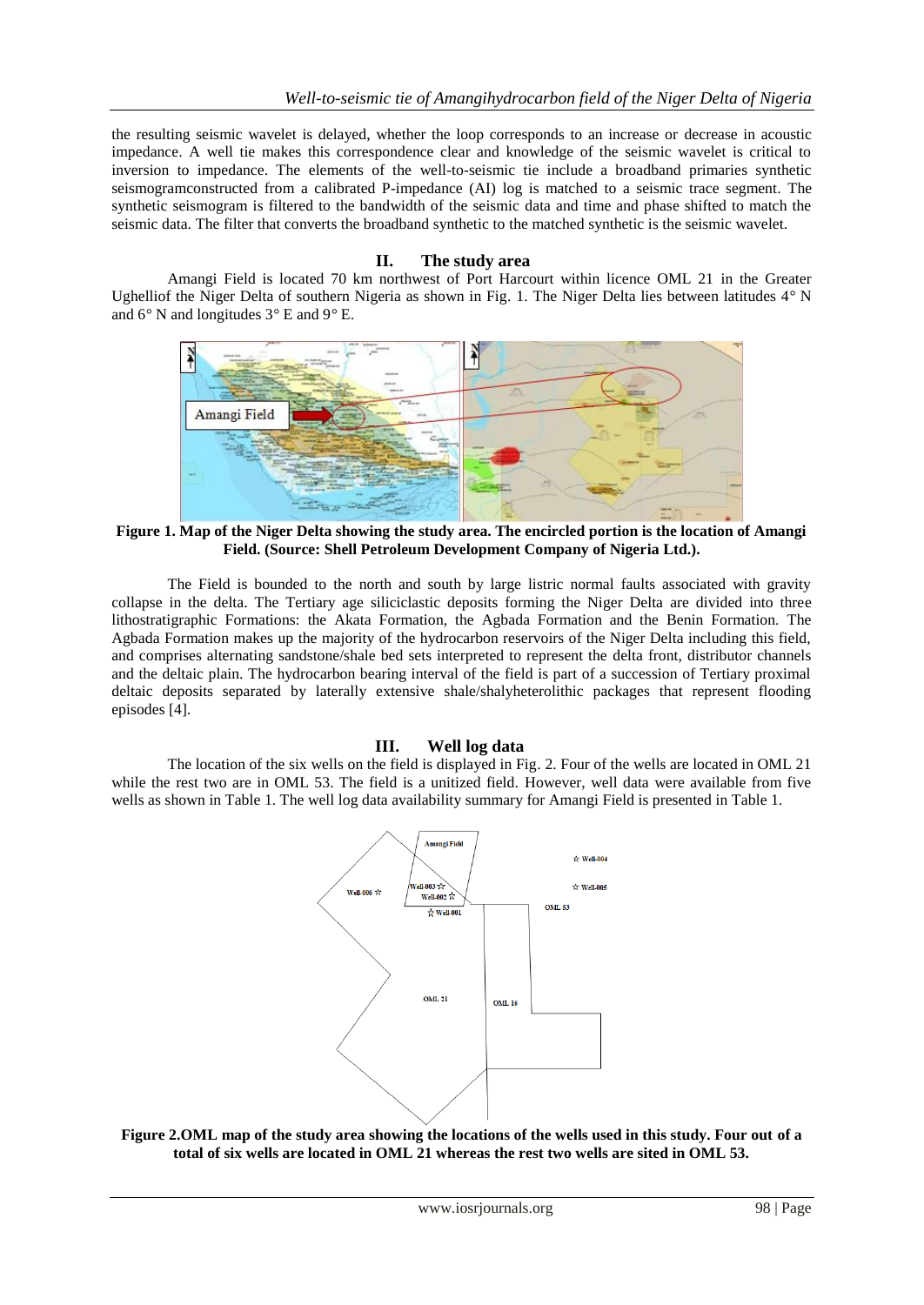the resulting seismic wavelet is delayed, whether the loop corresponds to an increase or decrease in acoustic impedance. A well tie makes this correspondence clear and knowledge of the seismic wavelet is critical to inversion to impedance. The elements of the well-to-seismic tie include a broadband primaries synthetic seismogramconstructed from a calibrated P-impedance (AI) log is matched to a seismic trace segment. The synthetic seismogram is filtered to the bandwidth of the seismic data and time and phase shifted to match the seismic data. The filter that converts the broadband synthetic to the matched synthetic is the seismic wavelet.

## II. The study area

Amangi Field is located 70 km northwest of Port Harcourt within licence OML 21 in the Greater Ughelliof the Niger Delta of southern Nigeria as shown in Fig. 1. The Niger Delta lies between latitudes 4° N and 6° N and longitudes 3° E and 9° E.

**Figure 1. Map of the Niger Delta showing the study area. The encircled portion is the location of Amangi Field. (Source: Shell Petroleum Development Company of Nigeria Ltd.).**

The Field is bounded to the north and south by large listric normal faults associated with gravity collapse in the delta. The Tertiary age siliciclastic deposits forming the Niger Delta are divided into three lithostratigraphic Formations: the Akata Formation, the Agbada Formation and the Benin Formation. The Agbada Formation makes up the majority of the hydrocarbon reservoirs of the Niger Delta including this field, and comprises alternating sandstone/shale bed sets interpreted to represent the delta front, distributor channels and the deltaic plain. The hydrocarbon bearing interval of the field is part of a succession of Tertiary proximal deltaic deposits separated by laterally extensive shale/shalyheterolithic packages that represent flooding episodes [4].

## III. Well log data

The location of the six wells on the field is displayed in Fig. 2. Four of the wells are located in OML 21 while the rest two are in OML 53. The field is a unitized field. However, well data were available from five wells as shown in Table 1. The well log data availability summary for Amangi Field is presented in Table 1.

**Figure 2.OML map of the study area showing the locations of the wells used in this study. Four out of a total of six wells are located in OML 21 whereas the rest two wells are sited in OML 53.**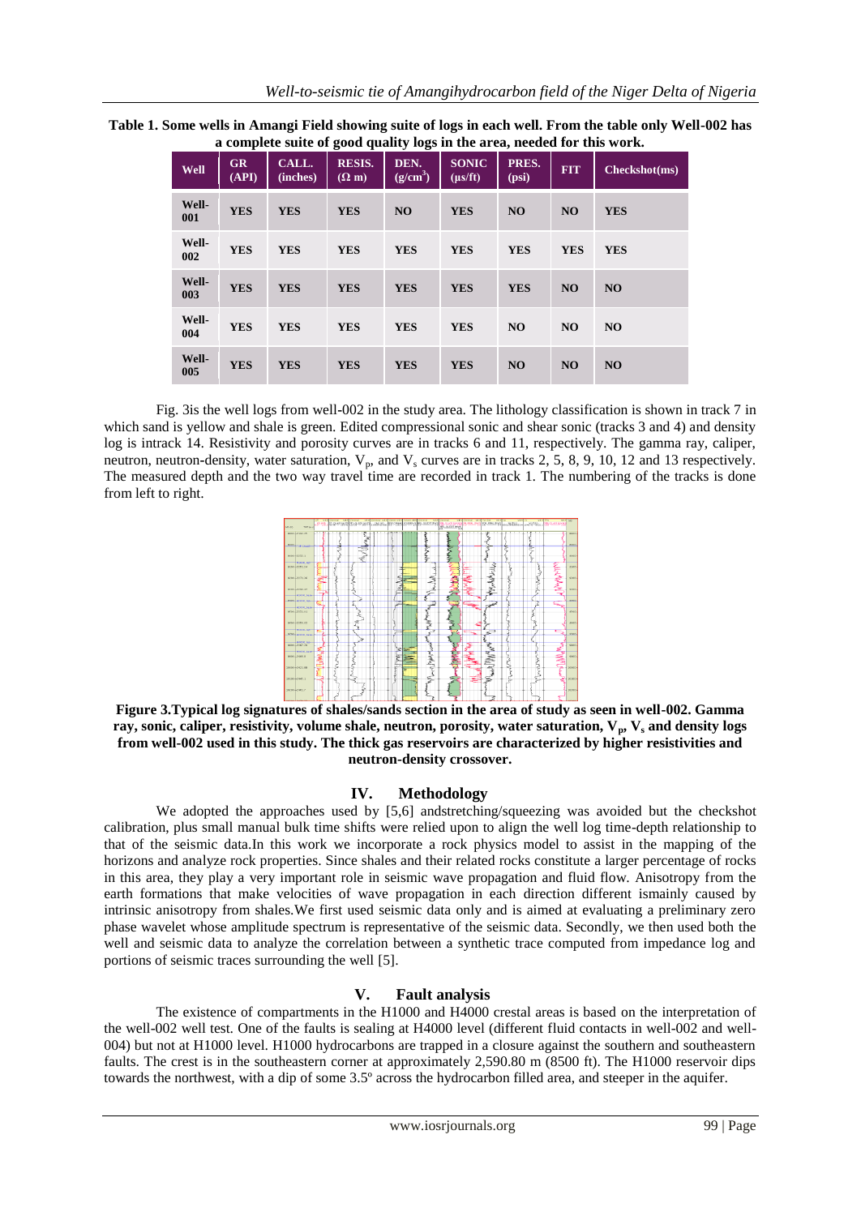**Table 1. Some wells in Amangi Field showing suite of logs in each well. From the table only Well-002 has a complete suite of good quality logs in the area, needed for this work.**

| Well | GR (API) | CALL. (inches) | RESIS. (Ω m) | DEN. (g/cm$^3$) | SONIC (μs/ft) | PRES. (psi) | FIT | Checkshot(ms) |
|---|---|---|---|---|---|---|---|---|
| Well-001 | YES | YES | YES | NO | YES | NO | NO | YES |
| Well-002 | YES | YES | YES | YES | YES | YES | YES | YES |
| Well-003 | YES | YES | YES | YES | YES | YES | NO | NO |
| Well-004 | YES | YES | YES | YES | YES | NO | NO | NO |
| Well-005 | YES | YES | YES | YES | YES | NO | NO | NO |

Fig. 3is the well logs from well-002 in the study area. The lithology classification is shown in track 7 in which sand is yellow and shale is green. Edited compressional sonic and shear sonic (tracks 3 and 4) and density log is intrack 14. Resistivity and porosity curves are in tracks 6 and 11, respectively. The gamma ray, caliper, neutron, neutron-density, water saturation, $V_p$, and $V_s$ curves are in tracks 2, 5, 8, 9, 10, 12 and 13 respectively. The measured depth and the two way travel time are recorded in track 1. The numbering of the tracks is done from left to right.

**Figure 3.Typical log signatures of shales/sands section in the area of study as seen in well-002. Gamma ray, sonic, caliper, resistivity, volume shale, neutron, porosity, water saturation, $V_p$, $V_s$ and density logs from well-002 used in this study. The thick gas reservoirs are characterized by higher resistivities and neutron-density crossover.**

## IV. Methodology

We adopted the approaches used by [5,6] andstretching/squeezing was avoided but the checkshot calibration, plus small manual bulk time shifts were relied upon to align the well log time-depth relationship to that of the seismic data.In this work we incorporate a rock physics model to assist in the mapping of the horizons and analyze rock properties. Since shales and their related rocks constitute a larger percentage of rocks in this area, they play a very important role in seismic wave propagation and fluid flow. Anisotropy from the earth formations that make velocities of wave propagation in each direction different ismainly caused by intrinsic anisotropy from shales.We first used seismic data only and is aimed at evaluating a preliminary zero phase wavelet whose amplitude spectrum is representative of the seismic data. Secondly, we then used both the well and seismic data to analyze the correlation between a synthetic trace computed from impedance log and portions of seismic traces surrounding the well [5].

## V. Fault analysis

The existence of compartments in the H1000 and H4000 crestal areas is based on the interpretation of the well-002 well test. One of the faults is sealing at H4000 level (different fluid contacts in well-002 and well-004) but not at H1000 level. H1000 hydrocarbons are trapped in a closure against the southern and southeastern faults. The crest is in the southeastern corner at approximately 2,590.80 m (8500 ft). The H1000 reservoir dips towards the northwest, with a dip of some 3.5º across the hydrocarbon filled area, and steeper in the aquifer.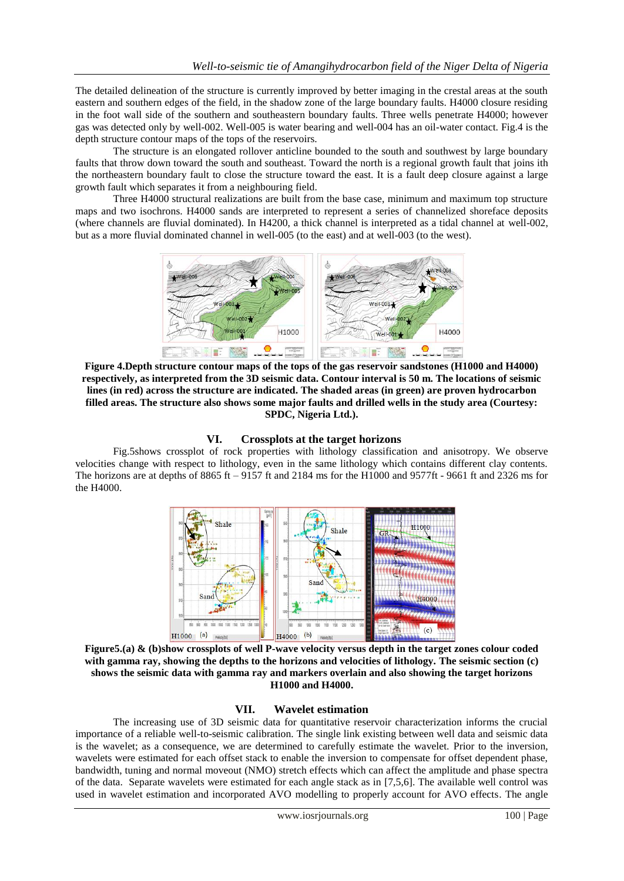The detailed delineation of the structure is currently improved by better imaging in the crestal areas at the south eastern and southern edges of the field, in the shadow zone of the large boundary faults. H4000 closure residing in the foot wall side of the southern and southeastern boundary faults. Three wells penetrate H4000; however gas was detected only by well-002. Well-005 is water bearing and well-004 has an oil-water contact. Fig.4 is the depth structure contour maps of the tops of the reservoirs.

The structure is an elongated rollover anticline bounded to the south and southwest by large boundary faults that throw down toward the south and southeast. Toward the north is a regional growth fault that joins ith the northeastern boundary fault to close the structure toward the east. It is a fault deep closure against a large growth fault which separates it from a neighbouring field.

Three H4000 structural realizations are built from the base case, minimum and maximum top structure maps and two isochrons. H4000 sands are interpreted to represent a series of channelized shoreface deposits (where channels are fluvial dominated). In H4200, a thick channel is interpreted as a tidal channel at well-002, but as a more fluvial dominated channel in well-005 (to the east) and at well-003 (to the west).

**Figure 4.Depth structure contour maps of the tops of the gas reservoir sandstones (H1000 and H4000) respectively, as interpreted from the 3D seismic data. Contour interval is 50 m. The locations of seismic lines (in red) across the structure are indicated. The shaded areas (in green) are proven hydrocarbon filled areas. The structure also shows some major faults and drilled wells in the study area (Courtesy: SPDC, Nigeria Ltd.).**

## VI. Crossplots at the target horizons

Fig.5shows crossplot of rock properties with lithology classification and anisotropy. We observe velocities change with respect to lithology, even in the same lithology which contains different clay contents. The horizons are at depths of 8865 ft – 9157 ft and 2184 ms for the H1000 and 9577ft - 9661 ft and 2326 ms for the H4000.

**Figure5.(a) & (b)show crossplots of well P-wave velocity versus depth in the target zones colour coded with gamma ray, showing the depths to the horizons and velocities of lithology. The seismic section (c) shows the seismic data with gamma ray and markers overlain and also showing the target horizons H1000 and H4000.**

## VII. Wavelet estimation

The increasing use of 3D seismic data for quantitative reservoir characterization informs the crucial importance of a reliable well-to-seismic calibration. The single link existing between well data and seismic data is the wavelet; as a consequence, we are determined to carefully estimate the wavelet. Prior to the inversion, wavelets were estimated for each offset stack to enable the inversion to compensate for offset dependent phase, bandwidth, tuning and normal moveout (NMO) stretch effects which can affect the amplitude and phase spectra of the data. Separate wavelets were estimated for each angle stack as in [7,5,6]. The available well control was used in wavelet estimation and incorporated AVO modelling to properly account for AVO effects. The angle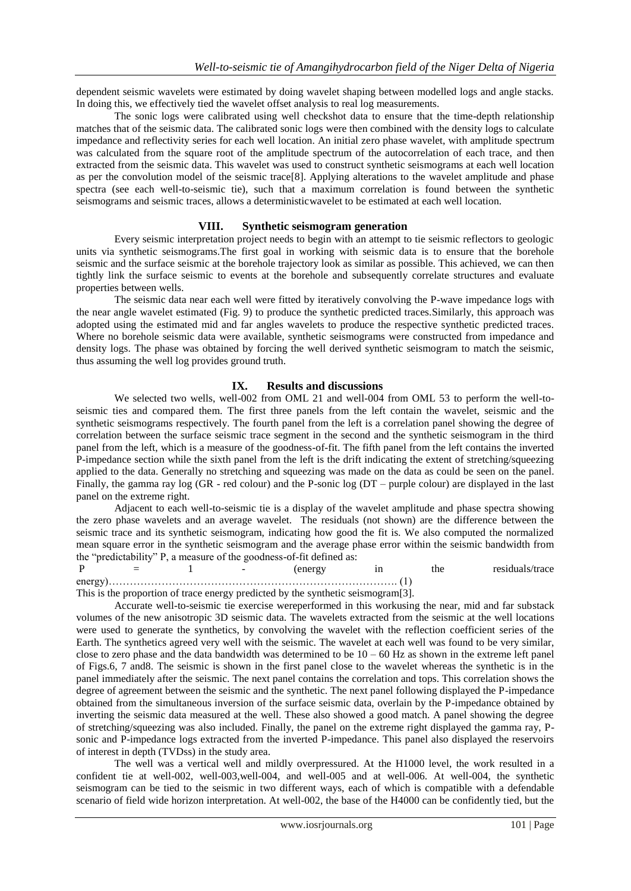dependent seismic wavelets were estimated by doing wavelet shaping between modelled logs and angle stacks. In doing this, we effectively tied the wavelet offset analysis to real log measurements.

The sonic logs were calibrated using well checkshot data to ensure that the time-depth relationship matches that of the seismic data. The calibrated sonic logs were then combined with the density logs to calculate impedance and reflectivity series for each well location. An initial zero phase wavelet, with amplitude spectrum was calculated from the square root of the amplitude spectrum of the autocorrelation of each trace, and then extracted from the seismic data. This wavelet was used to construct synthetic seismograms at each well location as per the convolution model of the seismic trace[8]. Applying alterations to the wavelet amplitude and phase spectra (see each well-to-seismic tie), such that a maximum correlation is found between the synthetic seismograms and seismic traces, allows a deterministicwavelet to be estimated at each well location.

## VIII. Synthetic seismogram generation

Every seismic interpretation project needs to begin with an attempt to tie seismic reflectors to geologic units via synthetic seismograms.The first goal in working with seismic data is to ensure that the borehole seismic and the surface seismic at the borehole trajectory look as similar as possible. This achieved, we can then tightly link the surface seismic to events at the borehole and subsequently correlate structures and evaluate properties between wells.

The seismic data near each well were fitted by iteratively convolving the P-wave impedance logs with the near angle wavelet estimated (Fig. 9) to produce the synthetic predicted traces.Similarly, this approach was adopted using the estimated mid and far angles wavelets to produce the respective synthetic predicted traces. Where no borehole seismic data were available, synthetic seismograms were constructed from impedance and density logs. The phase was obtained by forcing the well derived synthetic seismogram to match the seismic, thus assuming the well log provides ground truth.

## IX. Results and discussions

We selected two wells, well-002 from OML 21 and well-004 from OML 53 to perform the well-to-seismic ties and compared them. The first three panels from the left contain the wavelet, seismic and the synthetic seismograms respectively. The fourth panel from the left is a correlation panel showing the degree of correlation between the surface seismic trace segment in the second and the synthetic seismogram in the third panel from the left, which is a measure of the goodness-of-fit. The fifth panel from the left contains the inverted P-impedance section while the sixth panel from the left is the drift indicating the extent of stretching/squeezing applied to the data. Generally no stretching and squeezing was made on the data as could be seen on the panel. Finally, the gamma ray log (GR - red colour) and the P-sonic log (DT – purple colour) are displayed in the last panel on the extreme right.

Adjacent to each well-to-seismic tie is a display of the wavelet amplitude and phase spectra showing the zero phase wavelets and an average wavelet. The residuals (not shown) are the difference between the seismic trace and its synthetic seismogram, indicating how good the fit is. We also computed the normalized mean square error in the synthetic seismogram and the average phase error within the seismic bandwidth from the "predictability" P, a measure of the goodness-of-fit defined as:

$$P = 1 - (\text{energy in the residuals/trace energy}) \quad \ldots\ldots (1)$$

This is the proportion of trace energy predicted by the synthetic seismogram[3].

Accurate well-to-seismic tie exercise wereperformed in this workusing the near, mid and far substack volumes of the new anisotropic 3D seismic data. The wavelets extracted from the seismic at the well locations were used to generate the synthetics, by convolving the wavelet with the reflection coefficient series of the Earth. The synthetics agreed very well with the seismic. The wavelet at each well was found to be very similar, close to zero phase and the data bandwidth was determined to be 10 – 60 Hz as shown in the extreme left panel of Figs.6, 7 and8. The seismic is shown in the first panel close to the wavelet whereas the synthetic is in the panel immediately after the seismic. The next panel contains the correlation and tops. This correlation shows the degree of agreement between the seismic and the synthetic. The next panel following displayed the P-impedance obtained from the simultaneous inversion of the surface seismic data, overlain by the P-impedance obtained by inverting the seismic data measured at the well. These also showed a good match. A panel showing the degree of stretching/squeezing was also included. Finally, the panel on the extreme right displayed the gamma ray, P-sonic and P-impedance logs extracted from the inverted P-impedance. This panel also displayed the reservoirs of interest in depth (TVDss) in the study area.

The well was a vertical well and mildly overpressured. At the H1000 level, the work resulted in a confident tie at well-002, well-003,well-004, and well-005 and at well-006. At well-004, the synthetic seismogram can be tied to the seismic in two different ways, each of which is compatible with a defendable scenario of field wide horizon interpretation. At well-002, the base of the H4000 can be confidently tied, but the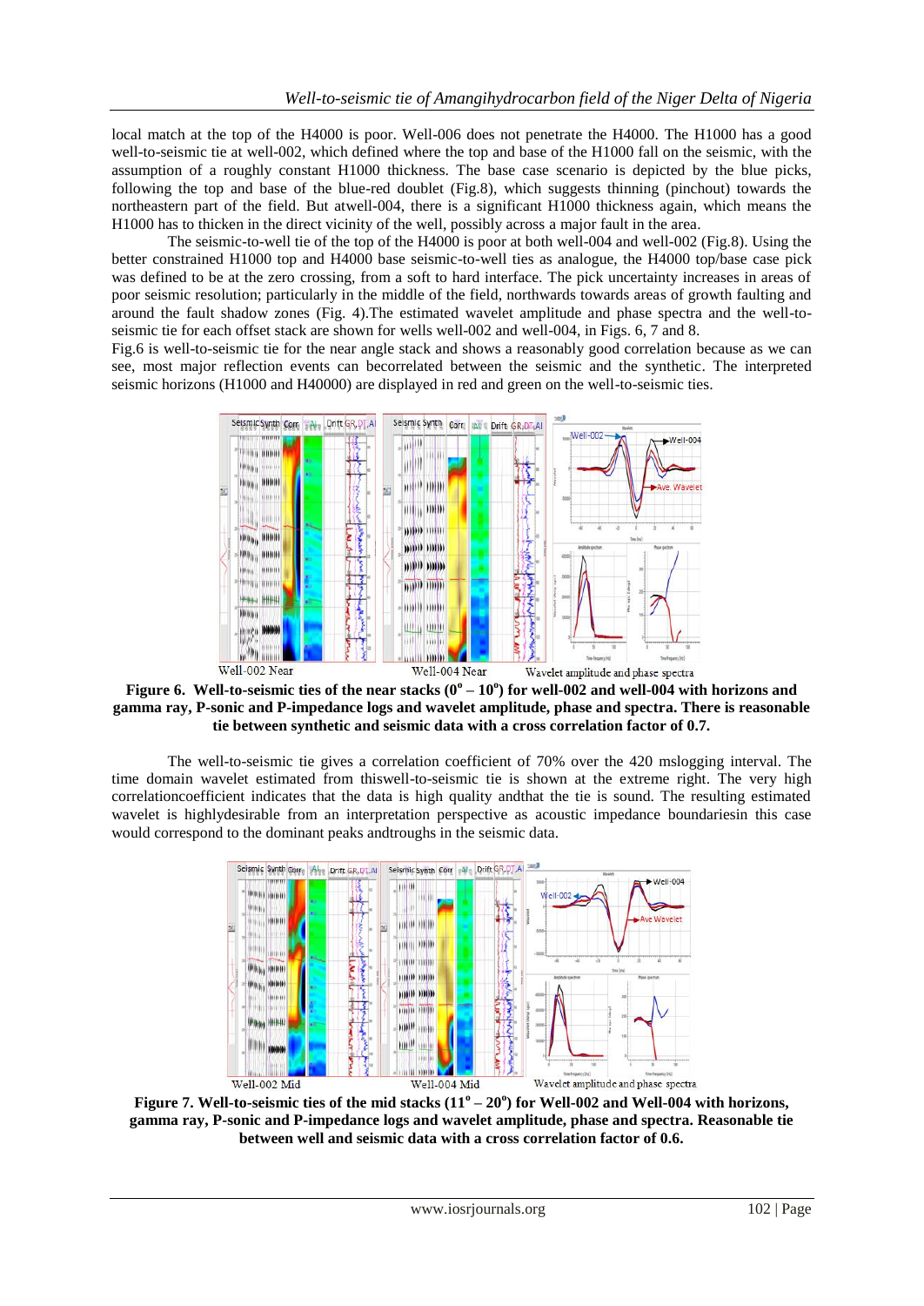local match at the top of the H4000 is poor. Well-006 does not penetrate the H4000. The H1000 has a good well-to-seismic tie at well-002, which defined where the top and base of the H1000 fall on the seismic, with the assumption of a roughly constant H1000 thickness. The base case scenario is depicted by the blue picks, following the top and base of the blue-red doublet (Fig.8), which suggests thinning (pinchout) towards the northeastern part of the field. But atwell-004, there is a significant H1000 thickness again, which means the H1000 has to thicken in the direct vicinity of the well, possibly across a major fault in the area.

The seismic-to-well tie of the top of the H4000 is poor at both well-004 and well-002 (Fig.8). Using the better constrained H1000 top and H4000 base seismic-to-well ties as analogue, the H4000 top/base case pick was defined to be at the zero crossing, from a soft to hard interface. The pick uncertainty increases in areas of poor seismic resolution; particularly in the middle of the field, northwards towards areas of growth faulting and around the fault shadow zones (Fig. 4).The estimated wavelet amplitude and phase spectra and the well-to-seismic tie for each offset stack are shown for wells well-002 and well-004, in Figs. 6, 7 and 8.

Fig.6 is well-to-seismic tie for the near angle stack and shows a reasonably good correlation because as we can see, most major reflection events can becorrelated between the seismic and the synthetic. The interpreted seismic horizons (H1000 and H40000) are displayed in red and green on the well-to-seismic ties.

**Figure 6. Well-to-seismic ties of the near stacks ($0^o – 10^o$) for well-002 and well-004 with horizons and gamma ray, P-sonic and P-impedance logs and wavelet amplitude, phase and spectra. There is reasonable tie between synthetic and seismic data with a cross correlation factor of 0.7.**

The well-to-seismic tie gives a correlation coefficient of 70% over the 420 mslogging interval. The time domain wavelet estimated from thiswell-to-seismic tie is shown at the extreme right. The very high correlationcoefficient indicates that the data is high quality andthat the tie is sound. The resulting estimated wavelet is highlydesirable from an interpretation perspective as acoustic impedance boundariesin this case would correspond to the dominant peaks andtroughs in the seismic data.

**Figure 7. Well-to-seismic ties of the mid stacks ($11^o – 20^o$) for Well-002 and Well-004 with horizons, gamma ray, P-sonic and P-impedance logs and wavelet amplitude, phase and spectra. Reasonable tie between well and seismic data with a cross correlation factor of 0.6.**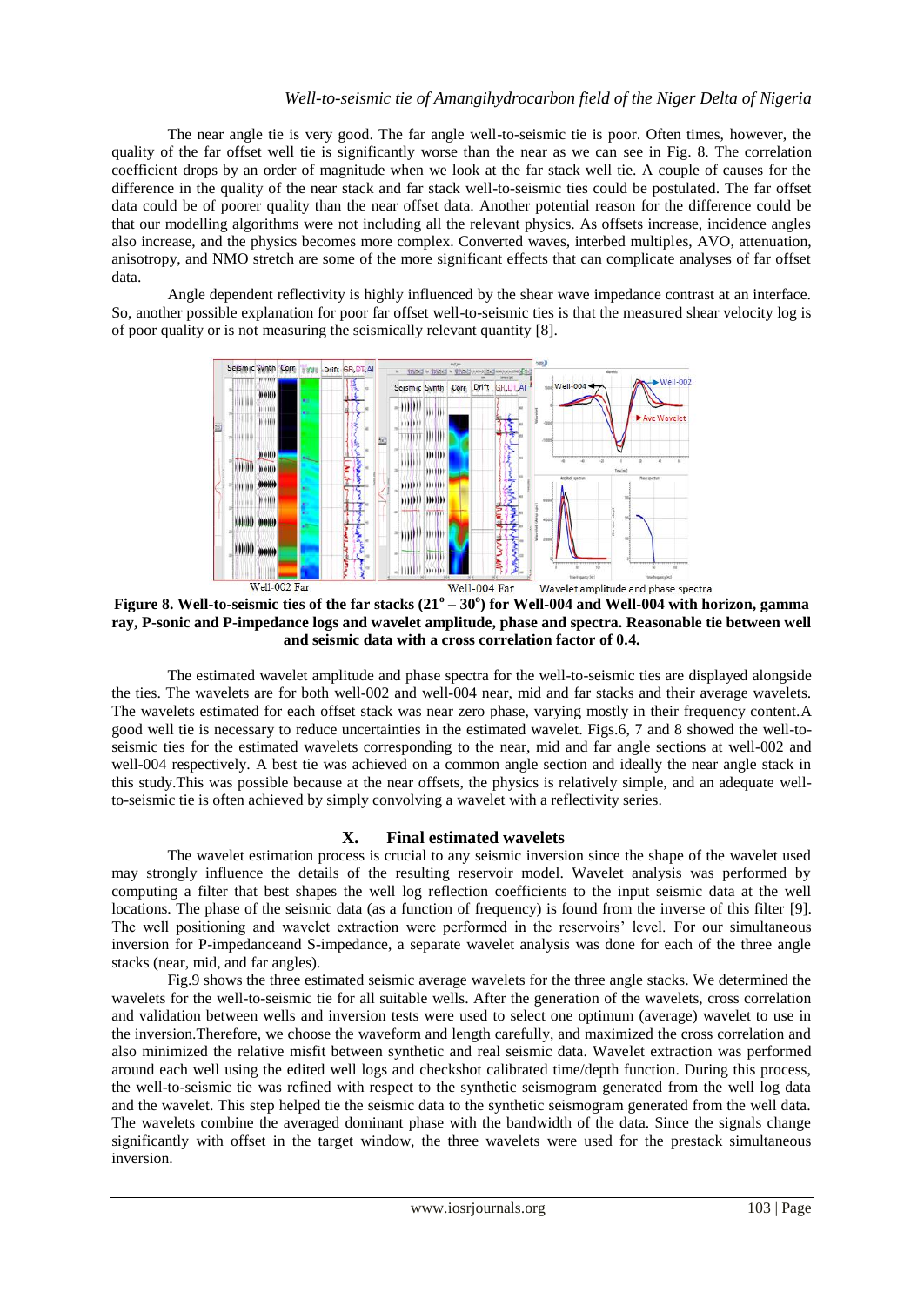The near angle tie is very good. The far angle well-to-seismic tie is poor. Often times, however, the quality of the far offset well tie is significantly worse than the near as we can see in Fig. 8. The correlation coefficient drops by an order of magnitude when we look at the far stack well tie. A couple of causes for the difference in the quality of the near stack and far stack well-to-seismic ties could be postulated. The far offset data could be of poorer quality than the near offset data. Another potential reason for the difference could be that our modelling algorithms were not including all the relevant physics. As offsets increase, incidence angles also increase, and the physics becomes more complex. Converted waves, interbed multiples, AVO, attenuation, anisotropy, and NMO stretch are some of the more significant effects that can complicate analyses of far offset data.

Angle dependent reflectivity is highly influenced by the shear wave impedance contrast at an interface. So, another possible explanation for poor far offset well-to-seismic ties is that the measured shear velocity log is of poor quality or is not measuring the seismically relevant quantity [8].

Well-002 Far    Well-004 Far    Wavelet amplitude and phase spectra

**Figure 8. Well-to-seismic ties of the far stacks ($21^{o} – 30^{o}$) for Well-004 and Well-004 with horizon, gamma ray, P-sonic and P-impedance logs and wavelet amplitude, phase and spectra. Reasonable tie between well and seismic data with a cross correlation factor of 0.4.**

The estimated wavelet amplitude and phase spectra for the well-to-seismic ties are displayed alongside the ties. The wavelets are for both well-002 and well-004 near, mid and far stacks and their average wavelets. The wavelets estimated for each offset stack was near zero phase, varying mostly in their frequency content. A good well tie is necessary to reduce uncertainties in the estimated wavelet. Figs.6, 7 and 8 showed the well-to-seismic ties for the estimated wavelets corresponding to the near, mid and far angle sections at well-002 and well-004 respectively. A best tie was achieved on a common angle section and ideally the near angle stack in this study. This was possible because at the near offsets, the physics is relatively simple, and an adequate well-to-seismic tie is often achieved by simply convolving a wavelet with a reflectivity series.

## X. Final estimated wavelets

The wavelet estimation process is crucial to any seismic inversion since the shape of the wavelet used may strongly influence the details of the resulting reservoir model. Wavelet analysis was performed by computing a filter that best shapes the well log reflection coefficients to the input seismic data at the well locations. The phase of the seismic data (as a function of frequency) is found from the inverse of this filter [9]. The well positioning and wavelet extraction were performed in the reservoirs' level. For our simultaneous inversion for P-impedanceand S-impedance, a separate wavelet analysis was done for each of the three angle stacks (near, mid, and far angles).

Fig.9 shows the three estimated seismic average wavelets for the three angle stacks. We determined the wavelets for the well-to-seismic tie for all suitable wells. After the generation of the wavelets, cross correlation and validation between wells and inversion tests were used to select one optimum (average) wavelet to use in the inversion. Therefore, we choose the waveform and length carefully, and maximized the cross correlation and also minimized the relative misfit between synthetic and real seismic data. Wavelet extraction was performed around each well using the edited well logs and checkshot calibrated time/depth function. During this process, the well-to-seismic tie was refined with respect to the synthetic seismogram generated from the well log data and the wavelet. This step helped tie the seismic data to the synthetic seismogram generated from the well data. The wavelets combine the averaged dominant phase with the bandwidth of the data. Since the signals change significantly with offset in the target window, the three wavelets were used for the prestack simultaneous inversion.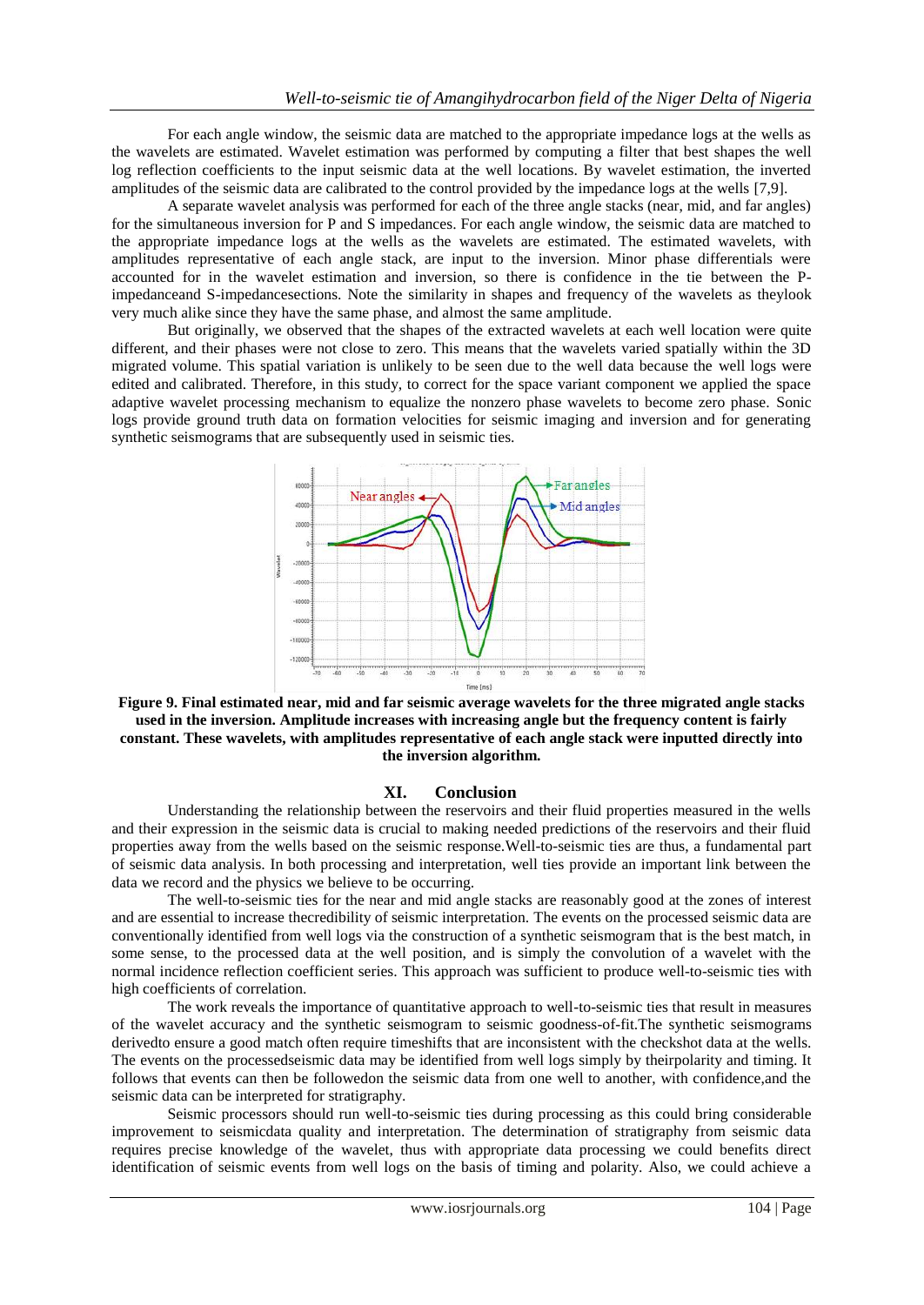For each angle window, the seismic data are matched to the appropriate impedance logs at the wells as the wavelets are estimated. Wavelet estimation was performed by computing a filter that best shapes the well log reflection coefficients to the input seismic data at the well locations. By wavelet estimation, the inverted amplitudes of the seismic data are calibrated to the control provided by the impedance logs at the wells [7,9].

A separate wavelet analysis was performed for each of the three angle stacks (near, mid, and far angles) for the simultaneous inversion for P and S impedances. For each angle window, the seismic data are matched to the appropriate impedance logs at the wells as the wavelets are estimated. The estimated wavelets, with amplitudes representative of each angle stack, are input to the inversion. Minor phase differentials were accounted for in the wavelet estimation and inversion, so there is confidence in the tie between the P-impedanceand S-impedancesections. Note the similarity in shapes and frequency of the wavelets as theylook very much alike since they have the same phase, and almost the same amplitude.

But originally, we observed that the shapes of the extracted wavelets at each well location were quite different, and their phases were not close to zero. This means that the wavelets varied spatially within the 3D migrated volume. This spatial variation is unlikely to be seen due to the well data because the well logs were edited and calibrated. Therefore, in this study, to correct for the space variant component we applied the space adaptive wavelet processing mechanism to equalize the nonzero phase wavelets to become zero phase. Sonic logs provide ground truth data on formation velocities for seismic imaging and inversion and for generating synthetic seismograms that are subsequently used in seismic ties.

**Figure 9. Final estimated near, mid and far seismic average wavelets for the three migrated angle stacks used in the inversion. Amplitude increases with increasing angle but the frequency content is fairly constant. These wavelets, with amplitudes representative of each angle stack were inputted directly into the inversion algorithm.**

## XI. Conclusion

Understanding the relationship between the reservoirs and their fluid properties measured in the wells and their expression in the seismic data is crucial to making needed predictions of the reservoirs and their fluid properties away from the wells based on the seismic response.Well-to-seismic ties are thus, a fundamental part of seismic data analysis. In both processing and interpretation, well ties provide an important link between the data we record and the physics we believe to be occurring.

The well-to-seismic ties for the near and mid angle stacks are reasonably good at the zones of interest and are essential to increase thecredibility of seismic interpretation. The events on the processed seismic data are conventionally identified from well logs via the construction of a synthetic seismogram that is the best match, in some sense, to the processed data at the well position, and is simply the convolution of a wavelet with the normal incidence reflection coefficient series. This approach was sufficient to produce well-to-seismic ties with high coefficients of correlation.

The work reveals the importance of quantitative approach to well-to-seismic ties that result in measures of the wavelet accuracy and the synthetic seismogram to seismic goodness-of-fit.The synthetic seismograms derivedto ensure a good match often require timeshifts that are inconsistent with the checkshot data at the wells. The events on the processedseismic data may be identified from well logs simply by theirpolarity and timing. It follows that events can then be followedon the seismic data from one well to another, with confidence,and the seismic data can be interpreted for stratigraphy.

Seismic processors should run well-to-seismic ties during processing as this could bring considerable improvement to seismicdata quality and interpretation. The determination of stratigraphy from seismic data requires precise knowledge of the wavelet, thus with appropriate data processing we could benefits direct identification of seismic events from well logs on the basis of timing and polarity. Also, we could achieve a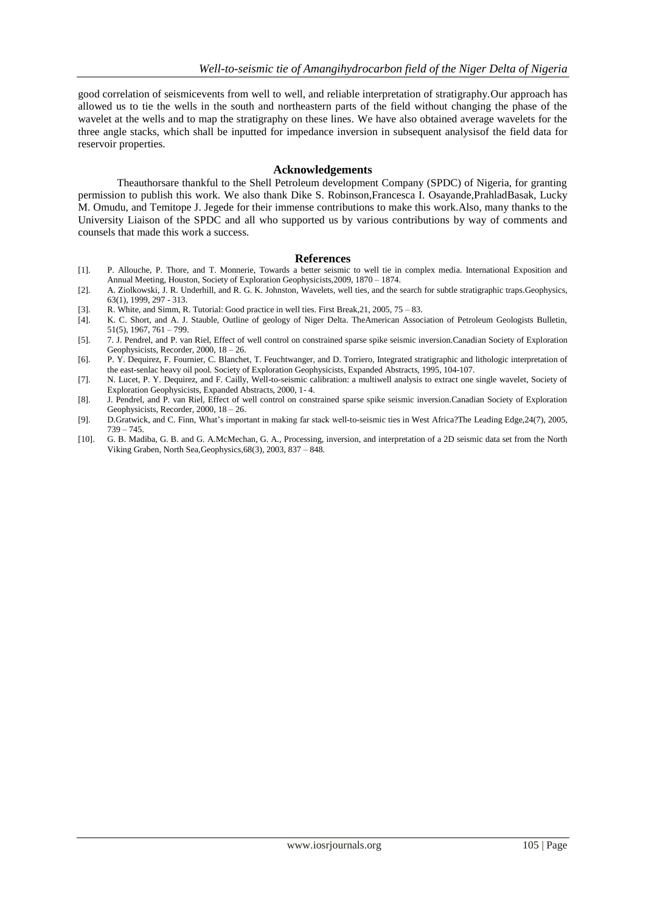good correlation of seismicevents from well to well, and reliable interpretation of stratigraphy.Our approach has allowed us to tie the wells in the south and northeastern parts of the field without changing the phase of the wavelet at the wells and to map the stratigraphy on these lines. We have also obtained average wavelets for the three angle stacks, which shall be inputted for impedance inversion in subsequent analysisof the field data for reservoir properties.

## Acknowledgements

Theauthorsare thankful to the Shell Petroleum development Company (SPDC) of Nigeria, for granting permission to publish this work. We also thank Dike S. Robinson,Francesca I. Osayande,PrahladBasak, Lucky M. Omudu, and Temitope J. Jegede for their immense contributions to make this work.Also, many thanks to the University Liaison of the SPDC and all who supported us by various contributions by way of comments and counsels that made this work a success.

## References

[1]. P. Allouche, P. Thore, and T. Monnerie, Towards a better seismic to well tie in complex media. International Exposition and Annual Meeting, Houston, Society of Exploration Geophysicists,2009, 1870 – 1874.

[2]. A. Ziolkowski, J. R. Underhill, and R. G. K. Johnston, Wavelets, well ties, and the search for subtle stratigraphic traps.Geophysics, 63(1), 1999, 297 - 313.

[3]. R. White, and Simm, R. Tutorial: Good practice in well ties. First Break,21, 2005, 75 – 83.

[4]. K. C. Short, and A. J. Stauble, Outline of geology of Niger Delta. TheAmerican Association of Petroleum Geologists Bulletin, 51(5), 1967, 761 – 799.

[5]. 7. J. Pendrel, and P. van Riel, Effect of well control on constrained sparse spike seismic inversion.Canadian Society of Exploration Geophysicists, Recorder, 2000, 18 – 26.

[6]. P. Y. Dequirez, F. Fournier, C. Blanchet, T. Feuchtwanger, and D. Torriero, Integrated stratigraphic and lithologic interpretation of the east-senlac heavy oil pool. Society of Exploration Geophysicists, Expanded Abstracts, 1995, 104-107.

[7]. N. Lucet, P. Y. Dequirez, and F. Cailly, Well-to-seismic calibration: a multiwell analysis to extract one single wavelet, Society of Exploration Geophysicists, Expanded Abstracts, 2000, 1- 4.

[8]. J. Pendrel, and P. van Riel, Effect of well control on constrained sparse spike seismic inversion.Canadian Society of Exploration Geophysicists, Recorder, 2000, 18 – 26.

[9]. D.Gratwick, and C. Finn, What's important in making far stack well-to-seismic ties in West Africa?The Leading Edge,24(7), 2005, 739 – 745.

[10]. G. B. Madiba, G. B. and G. A.McMechan, G. A., Processing, inversion, and interpretation of a 2D seismic data set from the North Viking Graben, North Sea,Geophysics,68(3), 2003, 837 – 848.